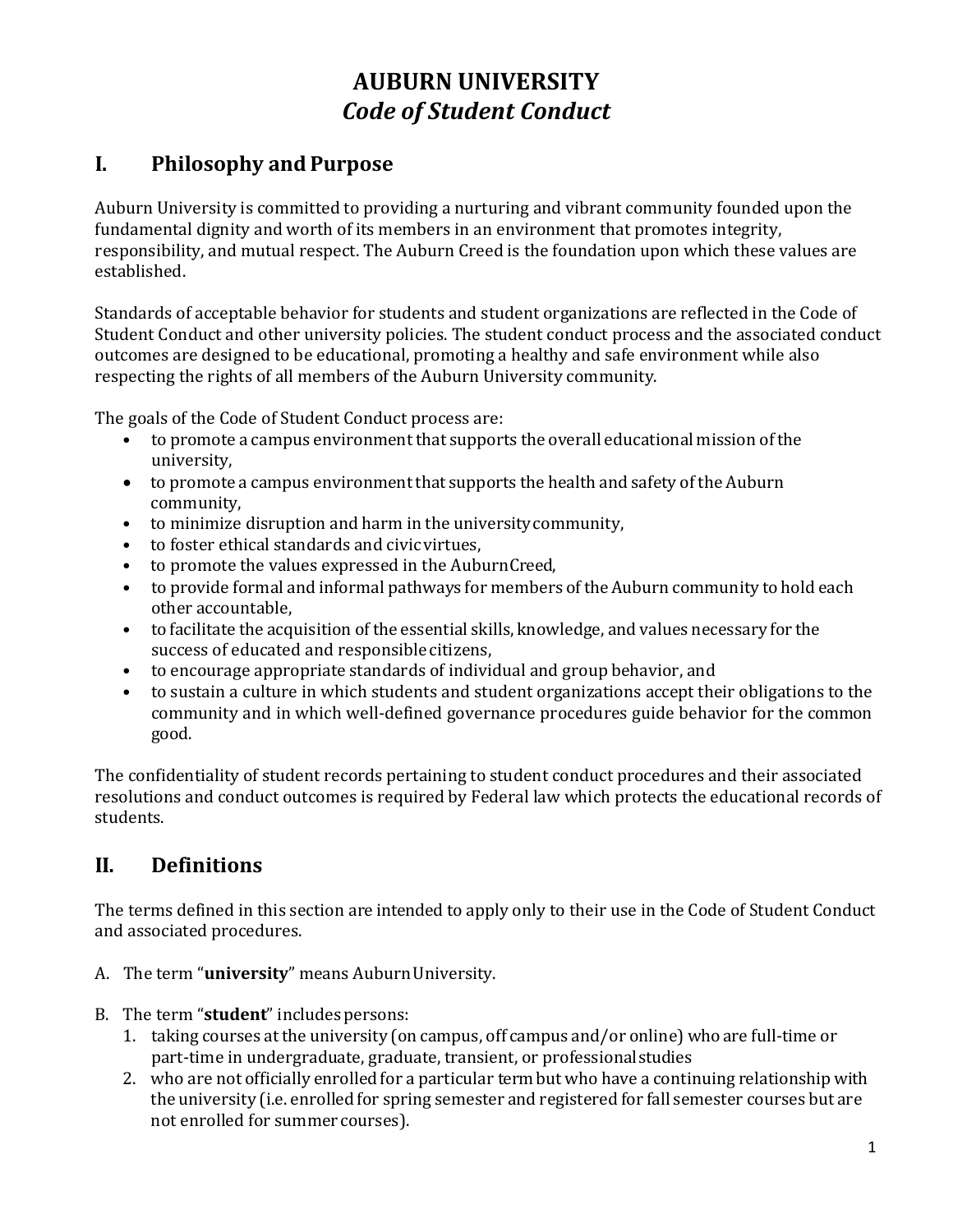# AUBURN UNIVERSITY
## *Code of Student Conduct*

## I. Philosophy and Purpose

Auburn University is committed to providing a nurturing and vibrant community founded upon the fundamental dignity and worth of its members in an environment that promotes integrity, responsibility, and mutual respect. The Auburn Creed is the foundation upon which these values are established.

Standards of acceptable behavior for students and student organizations are reflected in the Code of Student Conduct and other university policies. The student conduct process and the associated conduct outcomes are designed to be educational, promoting a healthy and safe environment while also respecting the rights of all members of the Auburn University community.

The goals of the Code of Student Conduct process are:

- to promote a campus environment that supports the overall educational mission of the university,
- to promote a campus environment that supports the health and safety of the Auburn community,
- to minimize disruption and harm in the university community,
- to foster ethical standards and civic virtues,
- to promote the values expressed in the AuburnCreed,
- to provide formal and informal pathways for members of the Auburn community to hold each other accountable,
- to facilitate the acquisition of the essential skills, knowledge, and values necessary for the success of educated and responsible citizens,
- to encourage appropriate standards of individual and group behavior, and
- to sustain a culture in which students and student organizations accept their obligations to the community and in which well-defined governance procedures guide behavior for the common good.

The confidentiality of student records pertaining to student conduct procedures and their associated resolutions and conduct outcomes is required by Federal law which protects the educational records of students.

## II. Definitions

The terms defined in this section are intended to apply only to their use in the Code of Student Conduct and associated procedures.

A. The term "**university**" means AuburnUniversity.

B. The term "**student**" includes persons:
   1. taking courses at the university (on campus, off campus and/or online) who are full-time or part-time in undergraduate, graduate, transient, or professional studies
   2. who are not officially enrolled for a particular term but who have a continuing relationship with the university (i.e. enrolled for spring semester and registered for fall semester courses but are not enrolled for summer courses).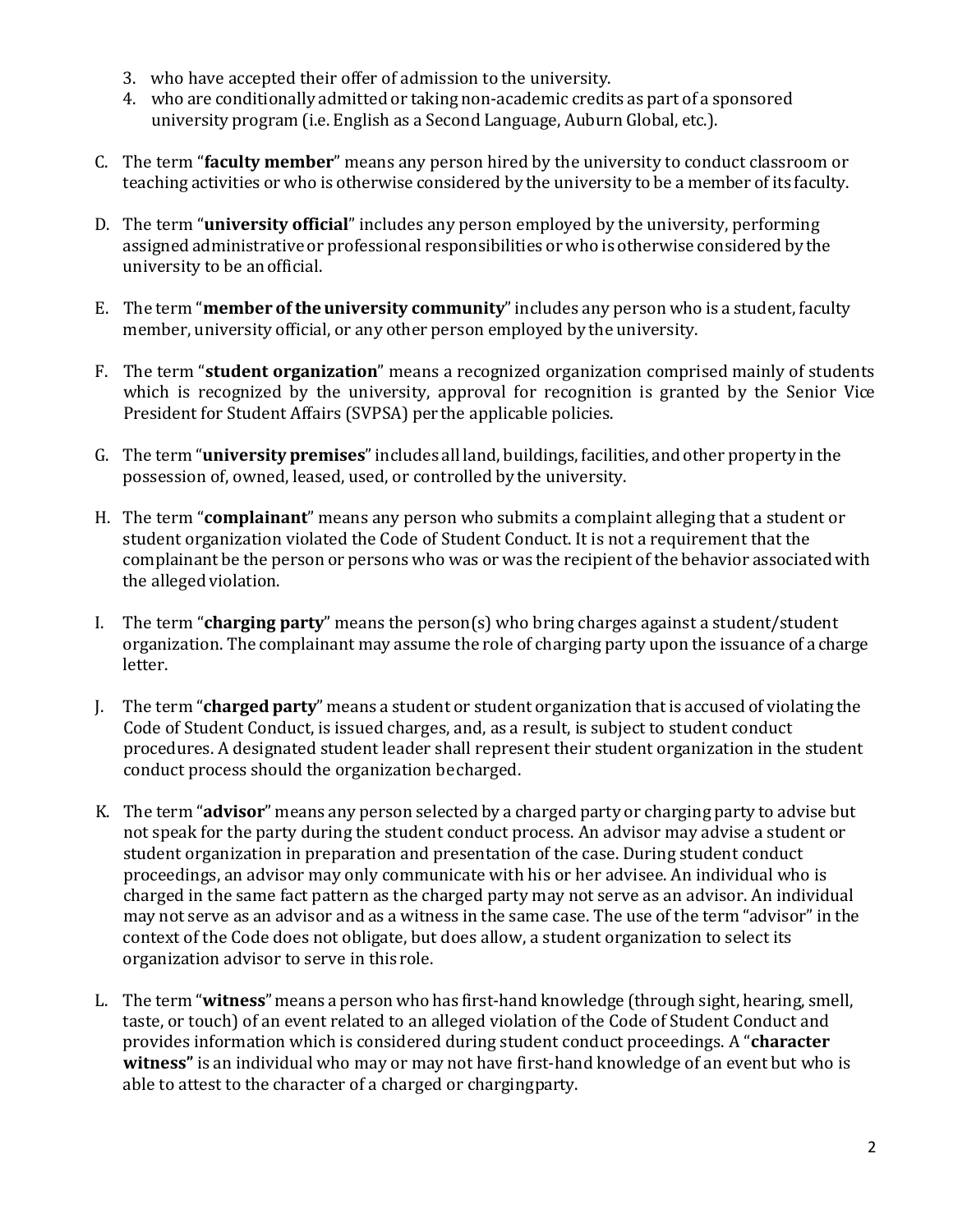3. who have accepted their offer of admission to the university.
4. who are conditionally admitted or taking non-academic credits as part of a sponsored university program (i.e. English as a Second Language, Auburn Global, etc.).

C. The term "**faculty member**" means any person hired by the university to conduct classroom or teaching activities or who is otherwise considered by the university to be a member of its faculty.

D. The term "**university official**" includes any person employed by the university, performing assigned administrative or professional responsibilities or who is otherwise considered by the university to be an official.

E. The term "**member of the university community**" includes any person who is a student, faculty member, university official, or any other person employed by the university.

F. The term "**student organization**" means a recognized organization comprised mainly of students which is recognized by the university, approval for recognition is granted by the Senior Vice President for Student Affairs (SVPSA) per the applicable policies.

G. The term "**university premises**" includes all land, buildings, facilities, and other property in the possession of, owned, leased, used, or controlled by the university.

H. The term "**complainant**" means any person who submits a complaint alleging that a student or student organization violated the Code of Student Conduct. It is not a requirement that the complainant be the person or persons who was or was the recipient of the behavior associated with the alleged violation.

I. The term "**charging party**" means the person(s) who bring charges against a student/student organization. The complainant may assume the role of charging party upon the issuance of a charge letter.

J. The term "**charged party**" means a student or student organization that is accused of violating the Code of Student Conduct, is issued charges, and, as a result, is subject to student conduct procedures. A designated student leader shall represent their student organization in the student conduct process should the organization be charged.

K. The term "**advisor**" means any person selected by a charged party or charging party to advise but not speak for the party during the student conduct process. An advisor may advise a student or student organization in preparation and presentation of the case. During student conduct proceedings, an advisor may only communicate with his or her advisee. An individual who is charged in the same fact pattern as the charged party may not serve as an advisor. An individual may not serve as an advisor and as a witness in the same case. The use of the term "advisor" in the context of the Code does not obligate, but does allow, a student organization to select its organization advisor to serve in this role.

L. The term "**witness**" means a person who has first-hand knowledge (through sight, hearing, smell, taste, or touch) of an event related to an alleged violation of the Code of Student Conduct and provides information which is considered during student conduct proceedings. A "**character witness"** is an individual who may or may not have first-hand knowledge of an event but who is able to attest to the character of a charged or charging party.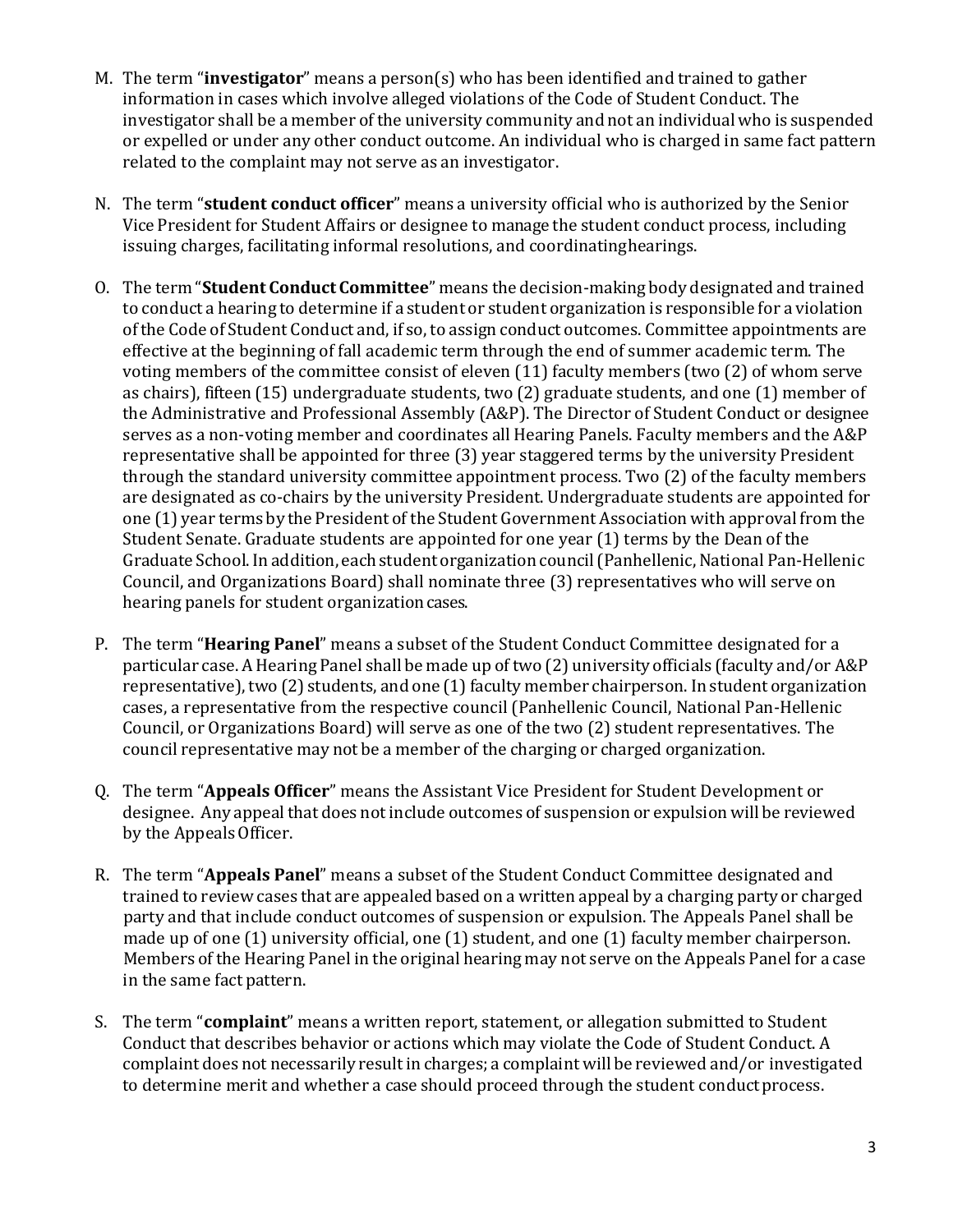M. The term "**investigator**" means a person(s) who has been identified and trained to gather information in cases which involve alleged violations of the Code of Student Conduct. The investigator shall be a member of the university community and not an individual who is suspended or expelled or under any other conduct outcome. An individual who is charged in same fact pattern related to the complaint may not serve as an investigator.

N. The term "**student conduct officer**" means a university official who is authorized by the Senior Vice President for Student Affairs or designee to manage the student conduct process, including issuing charges, facilitating informal resolutions, and coordinating hearings.

O. The term "**Student Conduct Committee**" means the decision-making body designated and trained to conduct a hearing to determine if a student or student organization is responsible for a violation of the Code of Student Conduct and, if so, to assign conduct outcomes. Committee appointments are effective at the beginning of fall academic term through the end of summer academic term. The voting members of the committee consist of eleven (11) faculty members (two (2) of whom serve as chairs), fifteen (15) undergraduate students, two (2) graduate students, and one (1) member of the Administrative and Professional Assembly (A&P). The Director of Student Conduct or designee serves as a non-voting member and coordinates all Hearing Panels. Faculty members and the A&P representative shall be appointed for three (3) year staggered terms by the university President through the standard university committee appointment process. Two (2) of the faculty members are designated as co-chairs by the university President. Undergraduate students are appointed for one (1) year terms by the President of the Student Government Association with approval from the Student Senate. Graduate students are appointed for one year (1) terms by the Dean of the Graduate School. In addition, each student organization council (Panhellenic, National Pan-Hellenic Council, and Organizations Board) shall nominate three (3) representatives who will serve on hearing panels for student organization cases.

P. The term "**Hearing Panel**" means a subset of the Student Conduct Committee designated for a particular case. A Hearing Panel shall be made up of two (2) university officials (faculty and/or A&P representative), two (2) students, and one (1) faculty member chairperson. In student organization cases, a representative from the respective council (Panhellenic Council, National Pan-Hellenic Council, or Organizations Board) will serve as one of the two (2) student representatives. The council representative may not be a member of the charging or charged organization.

Q. The term "**Appeals Officer**" means the Assistant Vice President for Student Development or designee. Any appeal that does not include outcomes of suspension or expulsion will be reviewed by the Appeals Officer.

R. The term "**Appeals Panel**" means a subset of the Student Conduct Committee designated and trained to review cases that are appealed based on a written appeal by a charging party or charged party and that include conduct outcomes of suspension or expulsion. The Appeals Panel shall be made up of one (1) university official, one (1) student, and one (1) faculty member chairperson. Members of the Hearing Panel in the original hearing may not serve on the Appeals Panel for a case in the same fact pattern.

S. The term "**complaint**" means a written report, statement, or allegation submitted to Student Conduct that describes behavior or actions which may violate the Code of Student Conduct. A complaint does not necessarily result in charges; a complaint will be reviewed and/or investigated to determine merit and whether a case should proceed through the student conduct process.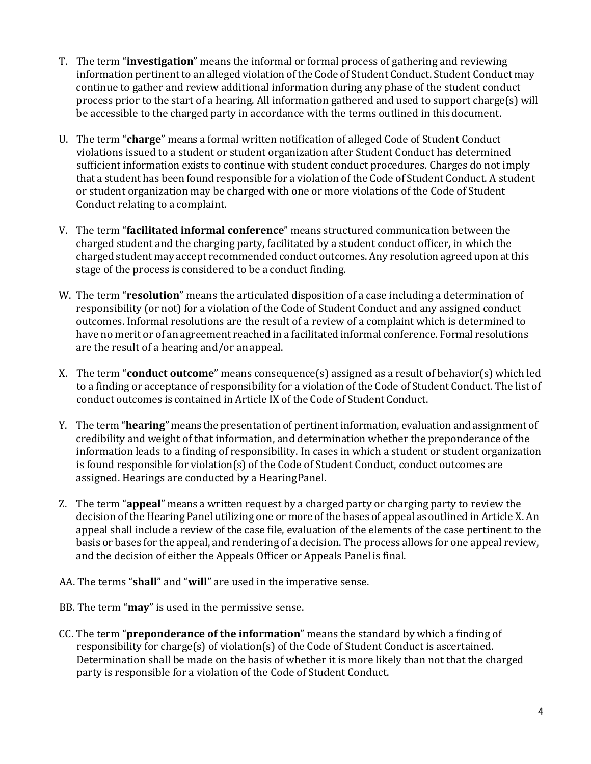T. The term "**investigation**" means the informal or formal process of gathering and reviewing information pertinent to an alleged violation of the Code of Student Conduct. Student Conduct may continue to gather and review additional information during any phase of the student conduct process prior to the start of a hearing. All information gathered and used to support charge(s) will be accessible to the charged party in accordance with the terms outlined in this document.

U. The term "**charge**" means a formal written notification of alleged Code of Student Conduct violations issued to a student or student organization after Student Conduct has determined sufficient information exists to continue with student conduct procedures. Charges do not imply that a student has been found responsible for a violation of the Code of Student Conduct. A student or student organization may be charged with one or more violations of the Code of Student Conduct relating to a complaint.

V. The term "**facilitated informal conference**" means structured communication between the charged student and the charging party, facilitated by a student conduct officer, in which the charged student may accept recommended conduct outcomes. Any resolution agreed upon at this stage of the process is considered to be a conduct finding.

W. The term "**resolution**" means the articulated disposition of a case including a determination of responsibility (or not) for a violation of the Code of Student Conduct and any assigned conduct outcomes. Informal resolutions are the result of a review of a complaint which is determined to have no merit or of an agreement reached in a facilitated informal conference. Formal resolutions are the result of a hearing and/or an appeal.

X. The term "**conduct outcome**" means consequence(s) assigned as a result of behavior(s) which led to a finding or acceptance of responsibility for a violation of the Code of Student Conduct. The list of conduct outcomes is contained in Article IX of the Code of Student Conduct.

Y. The term "**hearing**" means the presentation of pertinent information, evaluation and assignment of credibility and weight of that information, and determination whether the preponderance of the information leads to a finding of responsibility. In cases in which a student or student organization is found responsible for violation(s) of the Code of Student Conduct, conduct outcomes are assigned. Hearings are conducted by a Hearing Panel.

Z. The term "**appeal**" means a written request by a charged party or charging party to review the decision of the Hearing Panel utilizing one or more of the bases of appeal as outlined in Article X. An appeal shall include a review of the case file, evaluation of the elements of the case pertinent to the basis or bases for the appeal, and rendering of a decision. The process allows for one appeal review, and the decision of either the Appeals Officer or Appeals Panel is final.

AA. The terms "**shall**" and "**will**" are used in the imperative sense.

BB. The term "**may**" is used in the permissive sense.

CC. The term "**preponderance of the information**" means the standard by which a finding of responsibility for charge(s) of violation(s) of the Code of Student Conduct is ascertained. Determination shall be made on the basis of whether it is more likely than not that the charged party is responsible for a violation of the Code of Student Conduct.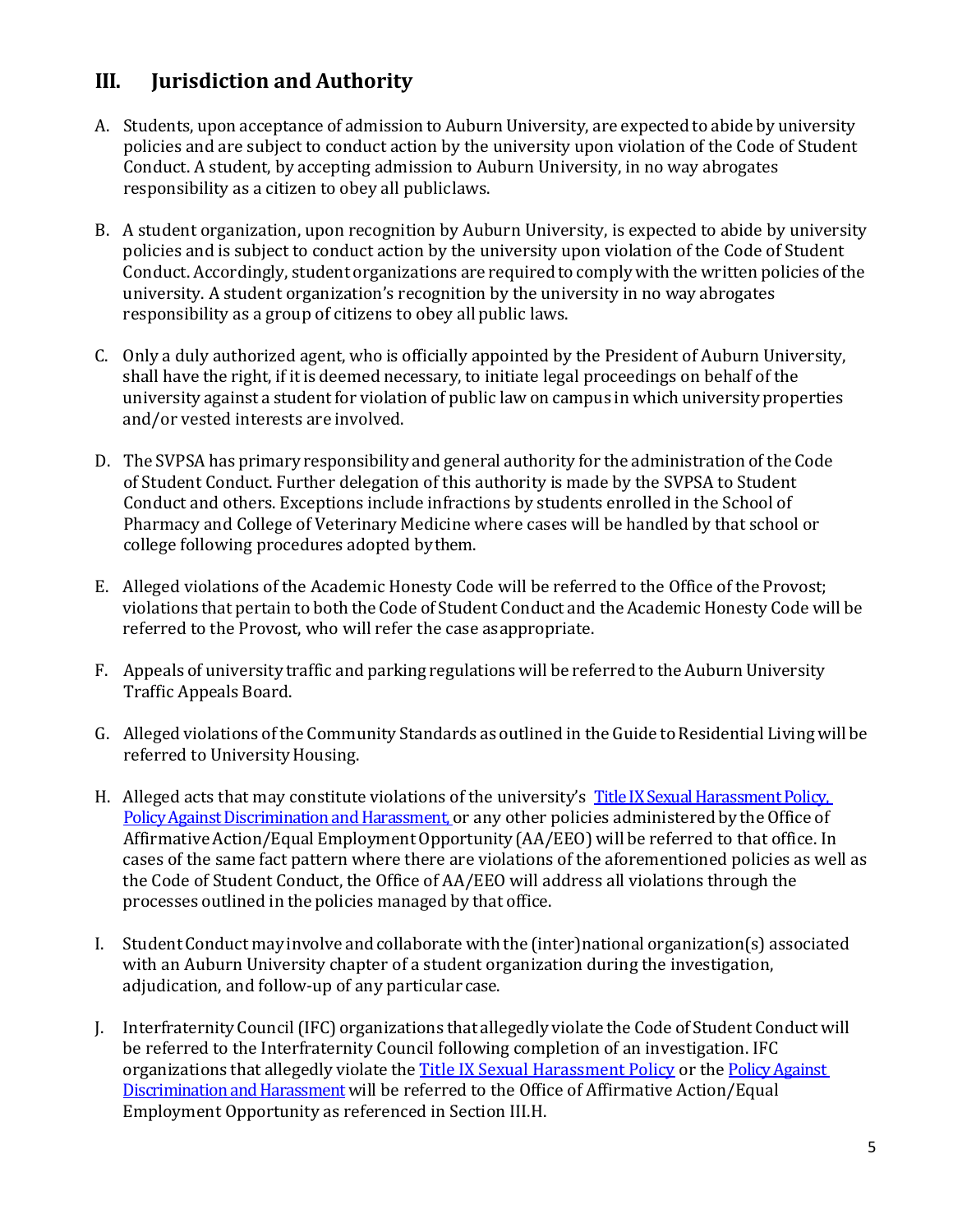## III. Jurisdiction and Authority

A. Students, upon acceptance of admission to Auburn University, are expected to abide by university policies and are subject to conduct action by the university upon violation of the Code of Student Conduct. A student, by accepting admission to Auburn University, in no way abrogates responsibility as a citizen to obey all publiclaws.

B. A student organization, upon recognition by Auburn University, is expected to abide by university policies and is subject to conduct action by the university upon violation of the Code of Student Conduct. Accordingly, student organizations are required to comply with the written policies of the university. A student organization's recognition by the university in no way abrogates responsibility as a group of citizens to obey all public laws.

C. Only a duly authorized agent, who is officially appointed by the President of Auburn University, shall have the right, if it is deemed necessary, to initiate legal proceedings on behalf of the university against a student for violation of public law on campus in which university properties and/or vested interests are involved.

D. The SVPSA has primary responsibility and general authority for the administration of the Code of Student Conduct. Further delegation of this authority is made by the SVPSA to Student Conduct and others. Exceptions include infractions by students enrolled in the School of Pharmacy and College of Veterinary Medicine where cases will be handled by that school or college following procedures adopted bythem.

E. Alleged violations of the Academic Honesty Code will be referred to the Office of the Provost; violations that pertain to both the Code of Student Conduct and the Academic Honesty Code will be referred to the Provost, who will refer the case asappropriate.

F. Appeals of university traffic and parking regulations will be referred to the Auburn University Traffic Appeals Board.

G. Alleged violations of the Community Standards as outlined in the Guide to Residential Living will be referred to University Housing.

H. Alleged acts that may constitute violations of the university's Title IX Sexual Harassment Policy, Policy Against Discrimination and Harassment, or any other policies administered by the Office of Affirmative Action/Equal Employment Opportunity (AA/EEO) will be referred to that office. In cases of the same fact pattern where there are violations of the aforementioned policies as well as the Code of Student Conduct, the Office of AA/EEO will address all violations through the processes outlined in the policies managed by that office.

I. Student Conduct may involve and collaborate with the (inter)national organization(s) associated with an Auburn University chapter of a student organization during the investigation, adjudication, and follow-up of any particular case.

J. Interfraternity Council (IFC) organizations that allegedly violate the Code of Student Conduct will be referred to the Interfraternity Council following completion of an investigation. IFC organizations that allegedly violate the Title IX Sexual Harassment Policy or the Policy Against Discrimination and Harassment will be referred to the Office of Affirmative Action/Equal Employment Opportunity as referenced in Section III.H.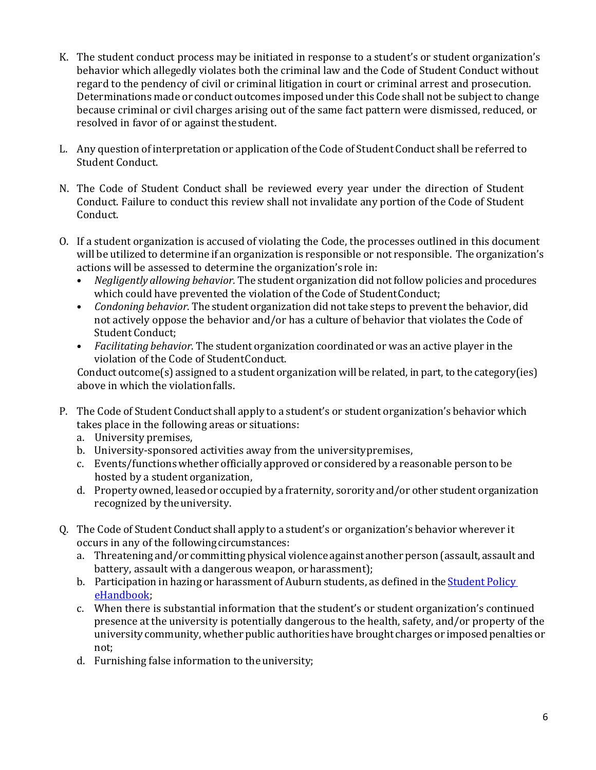K. The student conduct process may be initiated in response to a student's or student organization's behavior which allegedly violates both the criminal law and the Code of Student Conduct without regard to the pendency of civil or criminal litigation in court or criminal arrest and prosecution. Determinations made or conduct outcomes imposed under this Code shall not be subject to change because criminal or civil charges arising out of the same fact pattern were dismissed, reduced, or resolved in favor of or against the student.

L. Any question of interpretation or application of the Code of Student Conduct shall be referred to Student Conduct.

N. The Code of Student Conduct shall be reviewed every year under the direction of Student Conduct. Failure to conduct this review shall not invalidate any portion of the Code of Student Conduct.

O. If a student organization is accused of violating the Code, the processes outlined in this document will be utilized to determine if an organization is responsible or not responsible. The organization's actions will be assessed to determine the organization's role in:
   - *Negligently allowing behavior.* The student organization did not follow policies and procedures which could have prevented the violation of the Code of Student Conduct;
   - *Condoning behavior*. The student organization did not take steps to prevent the behavior, did not actively oppose the behavior and/or has a culture of behavior that violates the Code of Student Conduct;
   - *Facilitating behavior*. The student organization coordinated or was an active player in the violation of the Code of Student Conduct.

   Conduct outcome(s) assigned to a student organization will be related, in part, to the category(ies) above in which the violation falls.

P. The Code of Student Conduct shall apply to a student's or student organization's behavior which takes place in the following areas or situations:
   a. University premises,
   b. University-sponsored activities away from the university premises,
   c. Events/functions whether officially approved or considered by a reasonable person to be hosted by a student organization,
   d. Property owned, leased or occupied by a fraternity, sorority and/or other student organization recognized by the university.

Q. The Code of Student Conduct shall apply to a student's or organization's behavior wherever it occurs in any of the following circumstances:
   a. Threatening and/or committing physical violence against another person (assault, assault and battery, assault with a dangerous weapon, or harassment);
   b. Participation in hazing or harassment of Auburn students, as defined in the [Student Policy eHandbook](#);
   c. When there is substantial information that the student's or student organization's continued presence at the university is potentially dangerous to the health, safety, and/or property of the university community, whether public authorities have brought charges or imposed penalties or not;
   d. Furnishing false information to the university;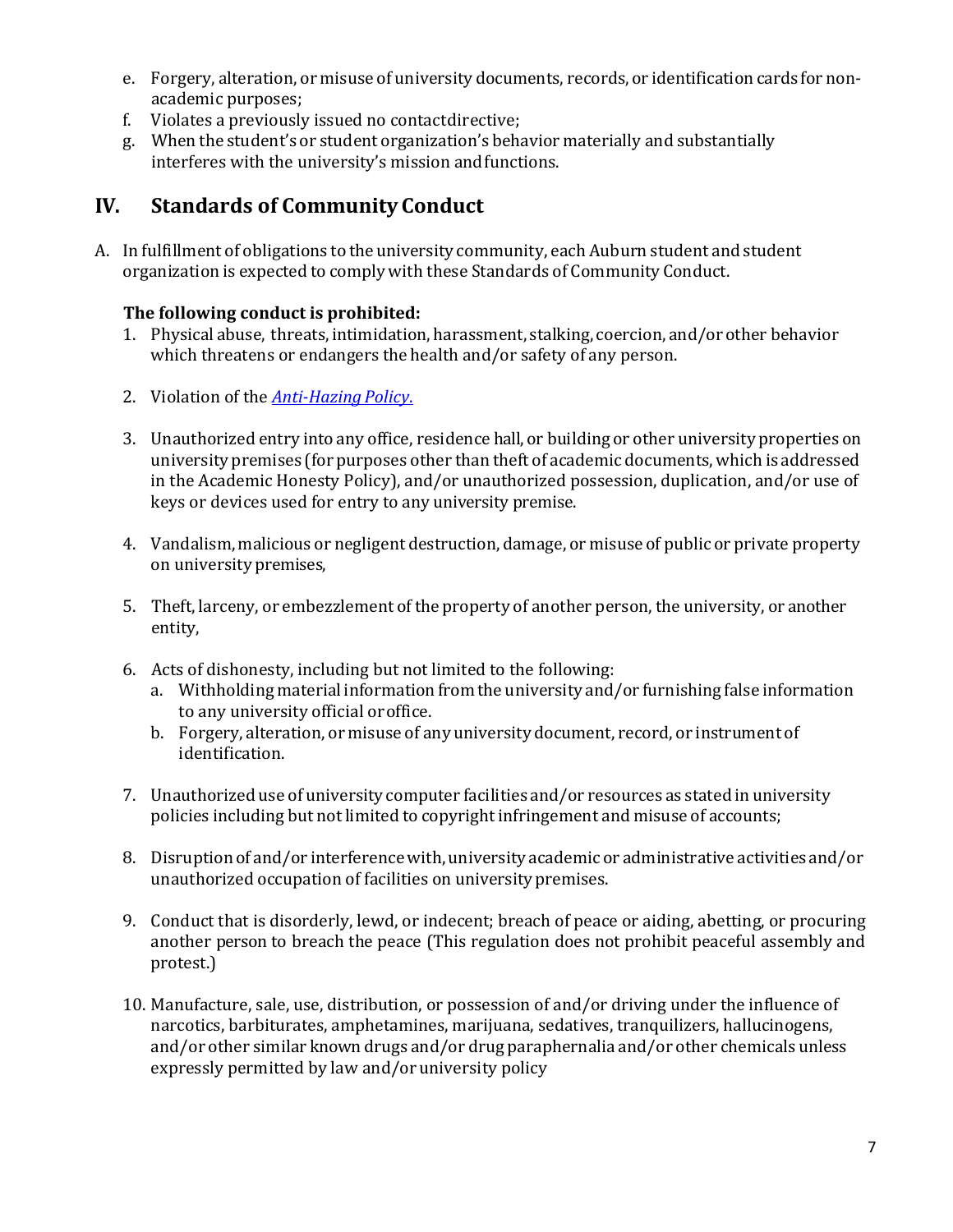e. Forgery, alteration, or misuse of university documents, records, or identification cards for non-academic purposes;
f. Violates a previously issued no contactdirective;
g. When the student's or student organization's behavior materially and substantially interferes with the university's mission andfunctions.

## IV. Standards of Community Conduct

A. In fulfillment of obligations to the university community, each Auburn student and student organization is expected to comply with these Standards of Community Conduct.

**The following conduct is prohibited:**

1. Physical abuse, threats, intimidation, harassment, stalking, coercion, and/or other behavior which threatens or endangers the health and/or safety of any person.

2. Violation of the *Anti-Hazing Policy.*

3. Unauthorized entry into any office, residence hall, or building or other university properties on university premises (for purposes other than theft of academic documents, which is addressed in the Academic Honesty Policy), and/or unauthorized possession, duplication, and/or use of keys or devices used for entry to any university premise.

4. Vandalism, malicious or negligent destruction, damage, or misuse of public or private property on university premises,

5. Theft, larceny, or embezzlement of the property of another person, the university, or another entity,

6. Acts of dishonesty, including but not limited to the following:
   a. Withholding material information from the university and/or furnishing false information to any university official or office.
   b. Forgery, alteration, or misuse of any university document, record, or instrument of identification.

7. Unauthorized use of university computer facilities and/or resources as stated in university policies including but not limited to copyright infringement and misuse of accounts;

8. Disruption of and/or interference with, university academic or administrative activities and/or unauthorized occupation of facilities on university premises.

9. Conduct that is disorderly, lewd, or indecent; breach of peace or aiding, abetting, or procuring another person to breach the peace (This regulation does not prohibit peaceful assembly and protest.)

10. Manufacture, sale, use, distribution, or possession of and/or driving under the influence of narcotics, barbiturates, amphetamines, marijuana, sedatives, tranquilizers, hallucinogens, and/or other similar known drugs and/or drug paraphernalia and/or other chemicals unless expressly permitted by law and/or university policy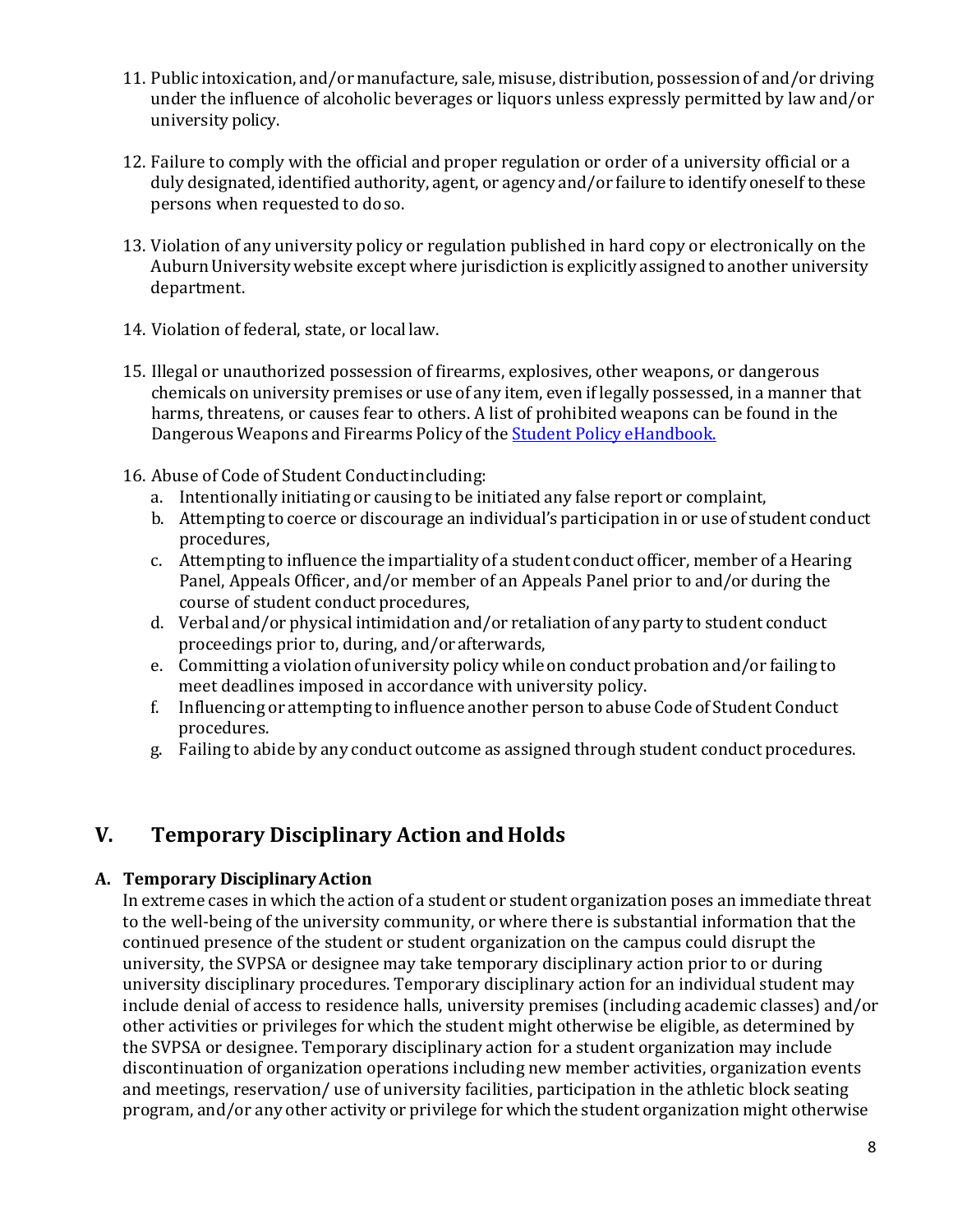11. Public intoxication, and/or manufacture, sale, misuse, distribution, possession of and/or driving under the influence of alcoholic beverages or liquors unless expressly permitted by law and/or university policy.

12. Failure to comply with the official and proper regulation or order of a university official or a duly designated, identified authority, agent, or agency and/or failure to identify oneself to these persons when requested to do so.

13. Violation of any university policy or regulation published in hard copy or electronically on the Auburn University website except where jurisdiction is explicitly assigned to another university department.

14. Violation of federal, state, or local law.

15. Illegal or unauthorized possession of firearms, explosives, other weapons, or dangerous chemicals on university premises or use of any item, even if legally possessed, in a manner that harms, threatens, or causes fear to others. A list of prohibited weapons can be found in the Dangerous Weapons and Firearms Policy of the [Student Policy eHandbook.]()

16. Abuse of Code of Student Conduct including:
    a. Intentionally initiating or causing to be initiated any false report or complaint,
    b. Attempting to coerce or discourage an individual's participation in or use of student conduct procedures,
    c. Attempting to influence the impartiality of a student conduct officer, member of a Hearing Panel, Appeals Officer, and/or member of an Appeals Panel prior to and/or during the course of student conduct procedures,
    d. Verbal and/or physical intimidation and/or retaliation of any party to student conduct proceedings prior to, during, and/or afterwards,
    e. Committing a violation of university policy while on conduct probation and/or failing to meet deadlines imposed in accordance with university policy.
    f. Influencing or attempting to influence another person to abuse Code of Student Conduct procedures.
    g. Failing to abide by any conduct outcome as assigned through student conduct procedures.

## V. Temporary Disciplinary Action and Holds

### A. Temporary Disciplinary Action

In extreme cases in which the action of a student or student organization poses an immediate threat to the well-being of the university community, or where there is substantial information that the continued presence of the student or student organization on the campus could disrupt the university, the SVPSA or designee may take temporary disciplinary action prior to or during university disciplinary procedures. Temporary disciplinary action for an individual student may include denial of access to residence halls, university premises (including academic classes) and/or other activities or privileges for which the student might otherwise be eligible, as determined by the SVPSA or designee. Temporary disciplinary action for a student organization may include discontinuation of organization operations including new member activities, organization events and meetings, reservation/ use of university facilities, participation in the athletic block seating program, and/or any other activity or privilege for which the student organization might otherwise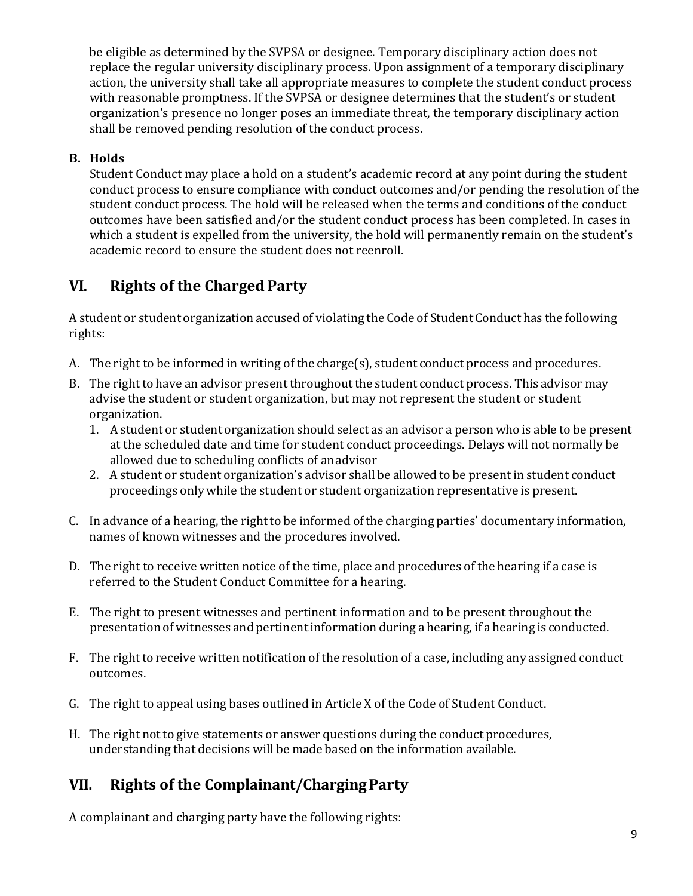be eligible as determined by the SVPSA or designee. Temporary disciplinary action does not replace the regular university disciplinary process. Upon assignment of a temporary disciplinary action, the university shall take all appropriate measures to complete the student conduct process with reasonable promptness. If the SVPSA or designee determines that the student's or student organization's presence no longer poses an immediate threat, the temporary disciplinary action shall be removed pending resolution of the conduct process.

**B. Holds**

Student Conduct may place a hold on a student's academic record at any point during the student conduct process to ensure compliance with conduct outcomes and/or pending the resolution of the student conduct process. The hold will be released when the terms and conditions of the conduct outcomes have been satisfied and/or the student conduct process has been completed. In cases in which a student is expelled from the university, the hold will permanently remain on the student's academic record to ensure the student does not reenroll.

## VI. Rights of the Charged Party

A student or student organization accused of violating the Code of Student Conduct has the following rights:

A. The right to be informed in writing of the charge(s), student conduct process and procedures.

B. The right to have an advisor present throughout the student conduct process. This advisor may advise the student or student organization, but may not represent the student or student organization.
   1. A student or student organization should select as an advisor a person who is able to be present at the scheduled date and time for student conduct proceedings. Delays will not normally be allowed due to scheduling conflicts of an advisor
   2. A student or student organization's advisor shall be allowed to be present in student conduct proceedings only while the student or student organization representative is present.

C. In advance of a hearing, the right to be informed of the charging parties' documentary information, names of known witnesses and the procedures involved.

D. The right to receive written notice of the time, place and procedures of the hearing if a case is referred to the Student Conduct Committee for a hearing.

E. The right to present witnesses and pertinent information and to be present throughout the presentation of witnesses and pertinent information during a hearing, if a hearing is conducted.

F. The right to receive written notification of the resolution of a case, including any assigned conduct outcomes.

G. The right to appeal using bases outlined in Article X of the Code of Student Conduct.

H. The right not to give statements or answer questions during the conduct procedures, understanding that decisions will be made based on the information available.

## VII. Rights of the Complainant/Charging Party

A complainant and charging party have the following rights: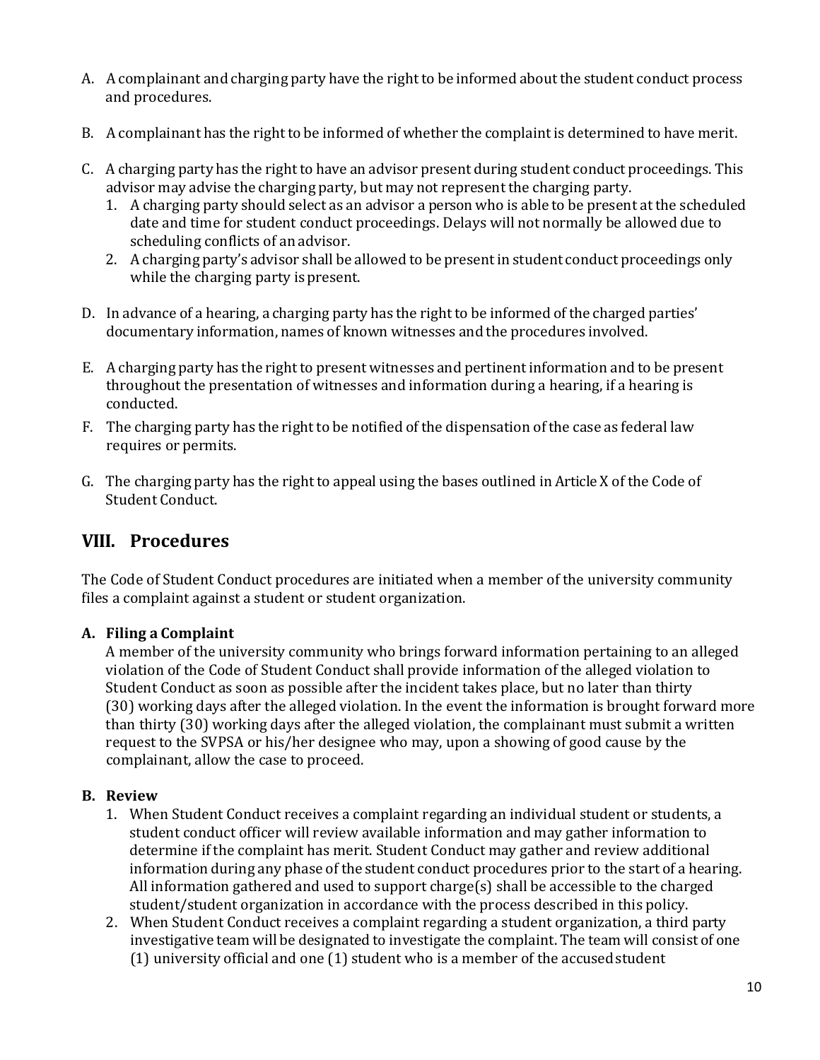A. A complainant and charging party have the right to be informed about the student conduct process and procedures.

B. A complainant has the right to be informed of whether the complaint is determined to have merit.

C. A charging party has the right to have an advisor present during student conduct proceedings. This advisor may advise the charging party, but may not represent the charging party.
   1. A charging party should select as an advisor a person who is able to be present at the scheduled date and time for student conduct proceedings. Delays will not normally be allowed due to scheduling conflicts of an advisor.
   2. A charging party's advisor shall be allowed to be present in student conduct proceedings only while the charging party is present.

D. In advance of a hearing, a charging party has the right to be informed of the charged parties' documentary information, names of known witnesses and the procedures involved.

E. A charging party has the right to present witnesses and pertinent information and to be present throughout the presentation of witnesses and information during a hearing, if a hearing is conducted.

F. The charging party has the right to be notified of the dispensation of the case as federal law requires or permits.

G. The charging party has the right to appeal using the bases outlined in Article X of the Code of Student Conduct.

## VIII. Procedures

The Code of Student Conduct procedures are initiated when a member of the university community files a complaint against a student or student organization.

**A. Filing a Complaint**

A member of the university community who brings forward information pertaining to an alleged violation of the Code of Student Conduct shall provide information of the alleged violation to Student Conduct as soon as possible after the incident takes place, but no later than thirty (30) working days after the alleged violation. In the event the information is brought forward more than thirty (30) working days after the alleged violation, the complainant must submit a written request to the SVPSA or his/her designee who may, upon a showing of good cause by the complainant, allow the case to proceed.

**B. Review**

1. When Student Conduct receives a complaint regarding an individual student or students, a student conduct officer will review available information and may gather information to determine if the complaint has merit. Student Conduct may gather and review additional information during any phase of the student conduct procedures prior to the start of a hearing. All information gathered and used to support charge(s) shall be accessible to the charged student/student organization in accordance with the process described in this policy.
2. When Student Conduct receives a complaint regarding a student organization, a third party investigative team will be designated to investigate the complaint. The team will consist of one (1) university official and one (1) student who is a member of the accused student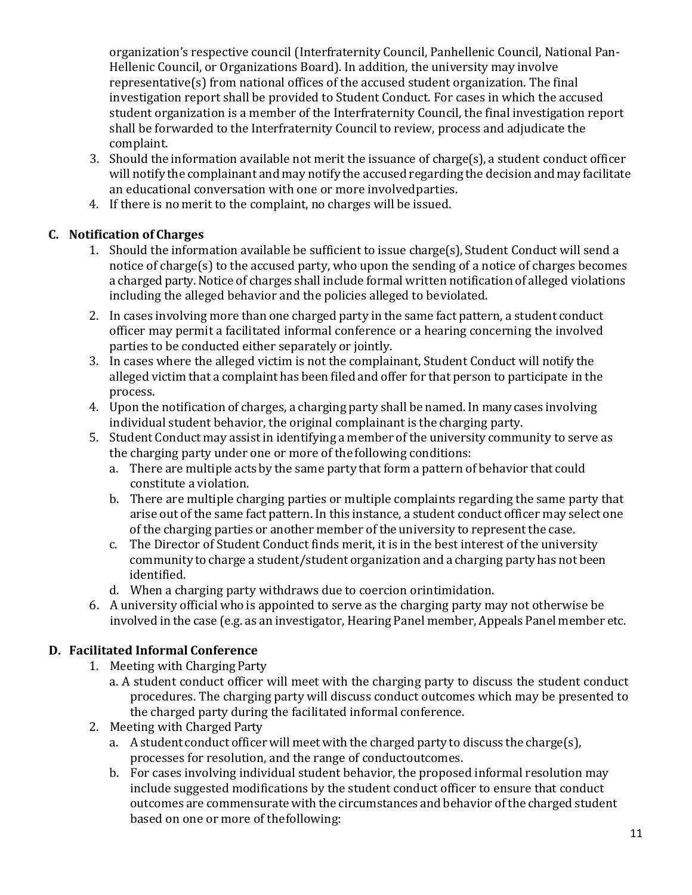organization's respective council (Interfraternity Council, Panhellenic Council, National Pan-Hellenic Council, or Organizations Board). In addition, the university may involve representative(s) from national offices of the accused student organization. The final investigation report shall be provided to Student Conduct. For cases in which the accused student organization is a member of the Interfraternity Council, the final investigation report shall be forwarded to the Interfraternity Council to review, process and adjudicate the complaint.

3. Should the information available not merit the issuance of charge(s), a student conduct officer will notify the complainant and may notify the accused regarding the decision and may facilitate an educational conversation with one or more involved parties.
4. If there is no merit to the complaint, no charges will be issued.

### C. Notification of Charges

1. Should the information available be sufficient to issue charge(s), Student Conduct will send a notice of charge(s) to the accused party, who upon the sending of a notice of charges becomes a charged party. Notice of charges shall include formal written notification of alleged violations including the alleged behavior and the policies alleged to be violated.
2. In cases involving more than one charged party in the same fact pattern, a student conduct officer may permit a facilitated informal conference or a hearing concerning the involved parties to be conducted either separately or jointly.
3. In cases where the alleged victim is not the complainant, Student Conduct will notify the alleged victim that a complaint has been filed and offer for that person to participate in the process.
4. Upon the notification of charges, a charging party shall be named. In many cases involving individual student behavior, the original complainant is the charging party.
5. Student Conduct may assist in identifying a member of the university community to serve as the charging party under one or more of the following conditions:
   a. There are multiple acts by the same party that form a pattern of behavior that could constitute a violation.
   b. There are multiple charging parties or multiple complaints regarding the same party that arise out of the same fact pattern. In this instance, a student conduct officer may select one of the charging parties or another member of the university to represent the case.
   c. The Director of Student Conduct finds merit, it is in the best interest of the university community to charge a student/student organization and a charging party has not been identified.
   d. When a charging party withdraws due to coercion or intimidation.
6. A university official who is appointed to serve as the charging party may not otherwise be involved in the case (e.g. as an investigator, Hearing Panel member, Appeals Panel member etc.

### D. Facilitated Informal Conference

1. Meeting with Charging Party
   a. A student conduct officer will meet with the charging party to discuss the student conduct procedures. The charging party will discuss conduct outcomes which may be presented to the charged party during the facilitated informal conference.
2. Meeting with Charged Party
   a. A student conduct officer will meet with the charged party to discuss the charge(s), processes for resolution, and the range of conduct outcomes.
   b. For cases involving individual student behavior, the proposed informal resolution may include suggested modifications by the student conduct officer to ensure that conduct outcomes are commensurate with the circumstances and behavior of the charged student based on one or more of the following: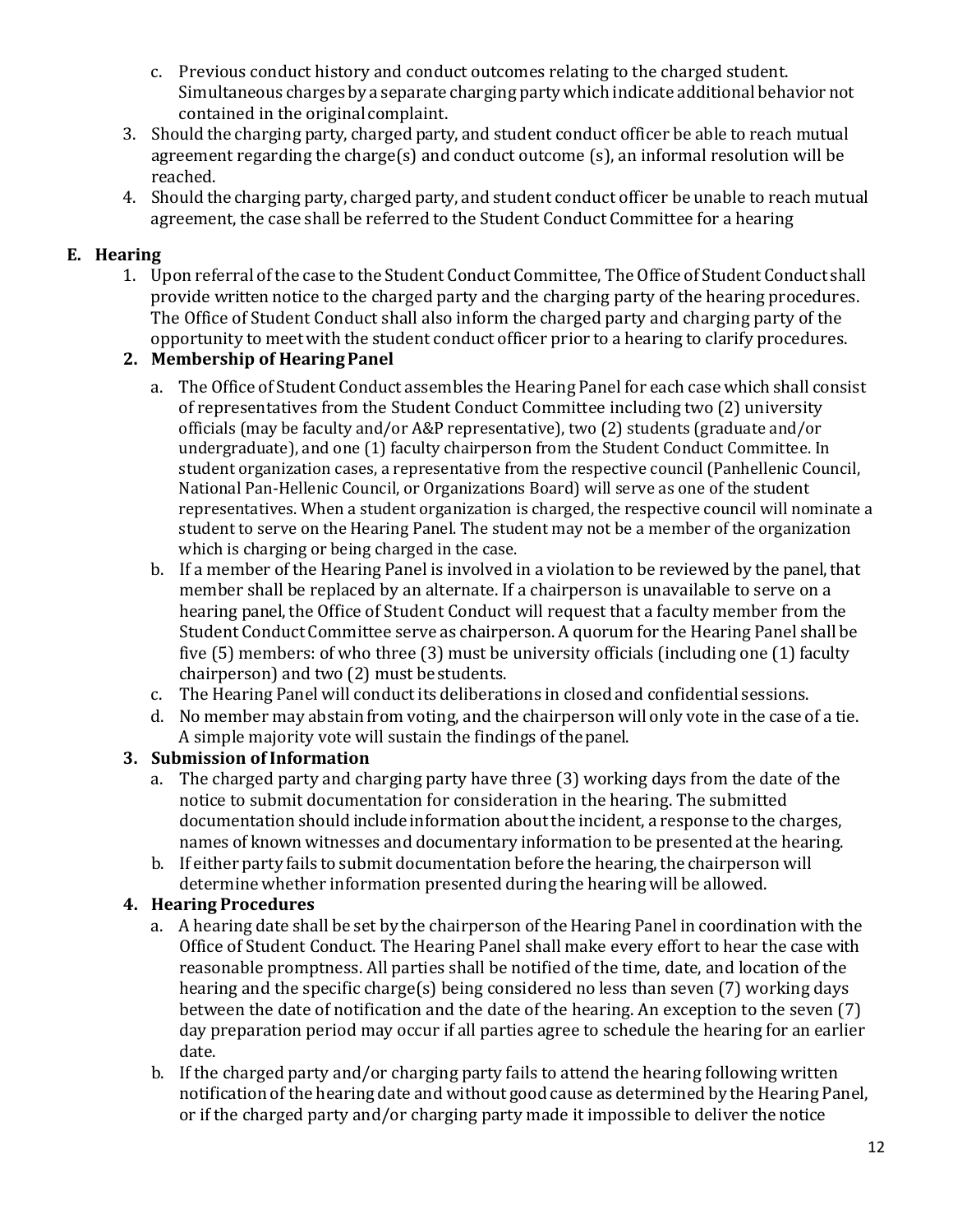c. Previous conduct history and conduct outcomes relating to the charged student. Simultaneous charges by a separate charging party which indicate additional behavior not contained in the original complaint.

3. Should the charging party, charged party, and student conduct officer be able to reach mutual agreement regarding the charge(s) and conduct outcome (s), an informal resolution will be reached.
4. Should the charging party, charged party, and student conduct officer be unable to reach mutual agreement, the case shall be referred to the Student Conduct Committee for a hearing

## E. Hearing

1. Upon referral of the case to the Student Conduct Committee, The Office of Student Conduct shall provide written notice to the charged party and the charging party of the hearing procedures. The Office of Student Conduct shall also inform the charged party and charging party of the opportunity to meet with the student conduct officer prior to a hearing to clarify procedures.

### 2. Membership of Hearing Panel

a. The Office of Student Conduct assembles the Hearing Panel for each case which shall consist of representatives from the Student Conduct Committee including two (2) university officials (may be faculty and/or A&P representative), two (2) students (graduate and/or undergraduate), and one (1) faculty chairperson from the Student Conduct Committee. In student organization cases, a representative from the respective council (Panhellenic Council, National Pan-Hellenic Council, or Organizations Board) will serve as one of the student representatives. When a student organization is charged, the respective council will nominate a student to serve on the Hearing Panel. The student may not be a member of the organization which is charging or being charged in the case.

b. If a member of the Hearing Panel is involved in a violation to be reviewed by the panel, that member shall be replaced by an alternate. If a chairperson is unavailable to serve on a hearing panel, the Office of Student Conduct will request that a faculty member from the Student Conduct Committee serve as chairperson. A quorum for the Hearing Panel shall be five (5) members: of who three (3) must be university officials (including one (1) faculty chairperson) and two (2) must be students.

c. The Hearing Panel will conduct its deliberations in closed and confidential sessions.

d. No member may abstain from voting, and the chairperson will only vote in the case of a tie. A simple majority vote will sustain the findings of the panel.

### 3. Submission of Information

a. The charged party and charging party have three (3) working days from the date of the notice to submit documentation for consideration in the hearing. The submitted documentation should include information about the incident, a response to the charges, names of known witnesses and documentary information to be presented at the hearing.

b. If either party fails to submit documentation before the hearing, the chairperson will determine whether information presented during the hearing will be allowed.

### 4. Hearing Procedures

a. A hearing date shall be set by the chairperson of the Hearing Panel in coordination with the Office of Student Conduct. The Hearing Panel shall make every effort to hear the case with reasonable promptness. All parties shall be notified of the time, date, and location of the hearing and the specific charge(s) being considered no less than seven (7) working days between the date of notification and the date of the hearing. An exception to the seven (7) day preparation period may occur if all parties agree to schedule the hearing for an earlier date.

b. If the charged party and/or charging party fails to attend the hearing following written notification of the hearing date and without good cause as determined by the Hearing Panel, or if the charged party and/or charging party made it impossible to deliver the notice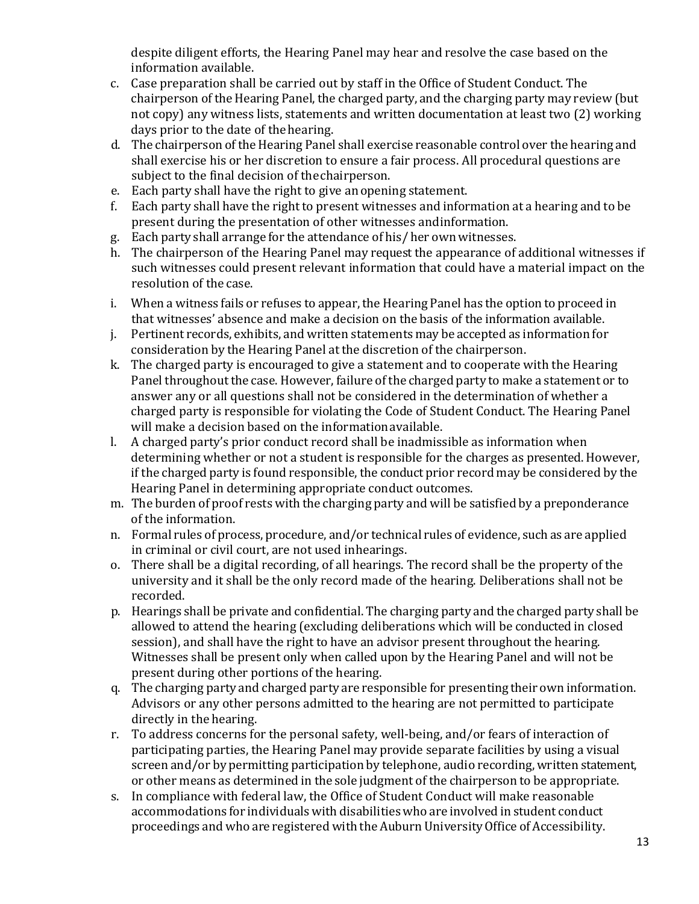despite diligent efforts, the Hearing Panel may hear and resolve the case based on the information available.

c. Case preparation shall be carried out by staff in the Office of Student Conduct. The chairperson of the Hearing Panel, the charged party, and the charging party may review (but not copy) any witness lists, statements and written documentation at least two (2) working days prior to the date of the hearing.
d. The chairperson of the Hearing Panel shall exercise reasonable control over the hearing and shall exercise his or her discretion to ensure a fair process. All procedural questions are subject to the final decision of the chairperson.
e. Each party shall have the right to give an opening statement.
f. Each party shall have the right to present witnesses and information at a hearing and to be present during the presentation of other witnesses and information.
g. Each party shall arrange for the attendance of his/ her own witnesses.
h. The chairperson of the Hearing Panel may request the appearance of additional witnesses if such witnesses could present relevant information that could have a material impact on the resolution of the case.
i. When a witness fails or refuses to appear, the Hearing Panel has the option to proceed in that witnesses' absence and make a decision on the basis of the information available.
j. Pertinent records, exhibits, and written statements may be accepted as information for consideration by the Hearing Panel at the discretion of the chairperson.
k. The charged party is encouraged to give a statement and to cooperate with the Hearing Panel throughout the case. However, failure of the charged party to make a statement or to answer any or all questions shall not be considered in the determination of whether a charged party is responsible for violating the Code of Student Conduct. The Hearing Panel will make a decision based on the information available.
l. A charged party's prior conduct record shall be inadmissible as information when determining whether or not a student is responsible for the charges as presented. However, if the charged party is found responsible, the conduct prior record may be considered by the Hearing Panel in determining appropriate conduct outcomes.
m. The burden of proof rests with the charging party and will be satisfied by a preponderance of the information.
n. Formal rules of process, procedure, and/or technical rules of evidence, such as are applied in criminal or civil court, are not used in hearings.
o. There shall be a digital recording, of all hearings. The record shall be the property of the university and it shall be the only record made of the hearing. Deliberations shall not be recorded.
p. Hearings shall be private and confidential. The charging party and the charged party shall be allowed to attend the hearing (excluding deliberations which will be conducted in closed session), and shall have the right to have an advisor present throughout the hearing. Witnesses shall be present only when called upon by the Hearing Panel and will not be present during other portions of the hearing.
q. The charging party and charged party are responsible for presenting their own information. Advisors or any other persons admitted to the hearing are not permitted to participate directly in the hearing.
r. To address concerns for the personal safety, well-being, and/or fears of interaction of participating parties, the Hearing Panel may provide separate facilities by using a visual screen and/or by permitting participation by telephone, audio recording, written statement, or other means as determined in the sole judgment of the chairperson to be appropriate.
s. In compliance with federal law, the Office of Student Conduct will make reasonable accommodations for individuals with disabilities who are involved in student conduct proceedings and who are registered with the Auburn University Office of Accessibility.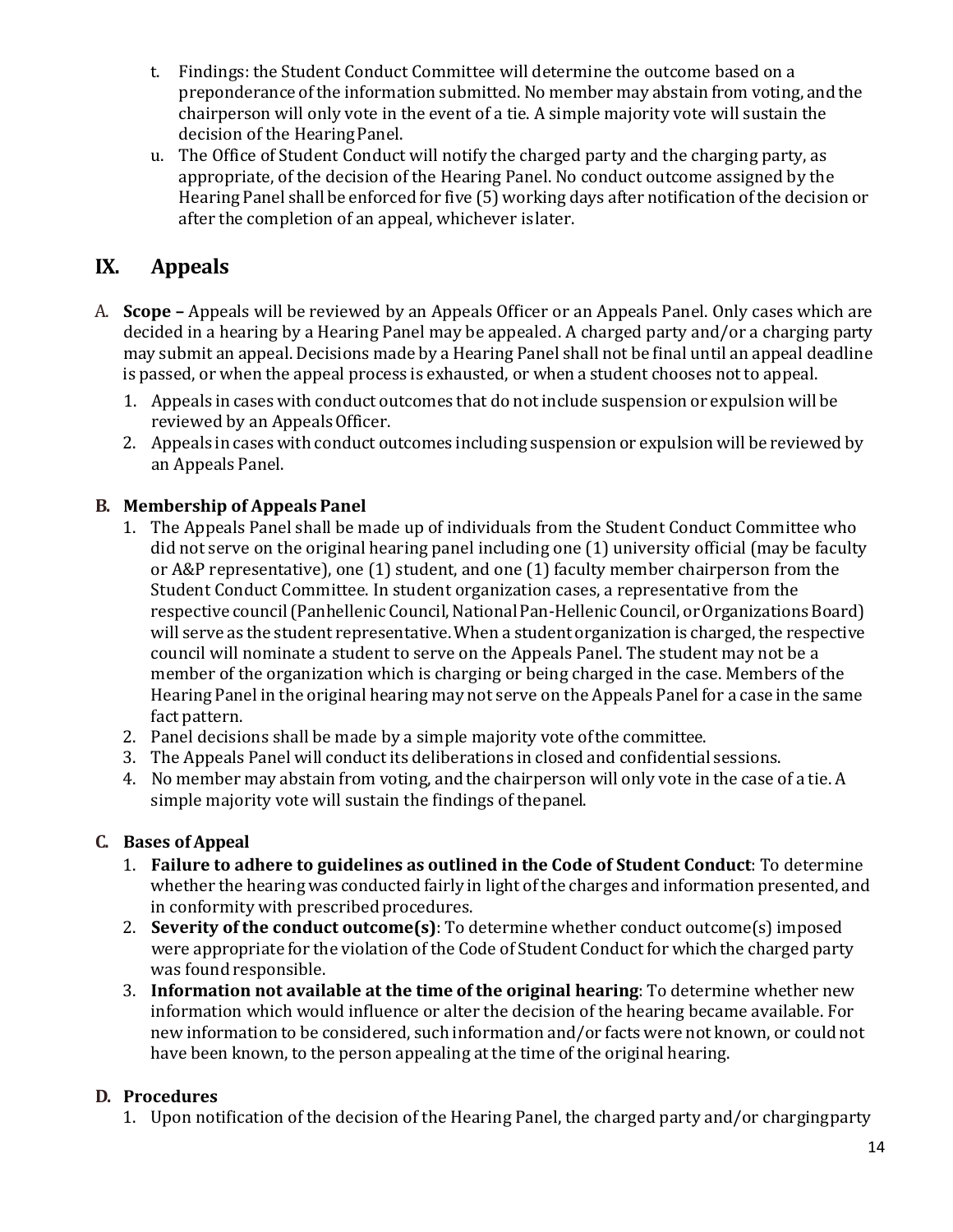t. Findings: the Student Conduct Committee will determine the outcome based on a preponderance of the information submitted. No member may abstain from voting, and the chairperson will only vote in the event of a tie. A simple majority vote will sustain the decision of the Hearing Panel.

u. The Office of Student Conduct will notify the charged party and the charging party, as appropriate, of the decision of the Hearing Panel. No conduct outcome assigned by the Hearing Panel shall be enforced for five (5) working days after notification of the decision or after the completion of an appeal, whichever is later.

## IX. Appeals

A. **Scope –** Appeals will be reviewed by an Appeals Officer or an Appeals Panel. Only cases which are decided in a hearing by a Hearing Panel may be appealed. A charged party and/or a charging party may submit an appeal. Decisions made by a Hearing Panel shall not be final until an appeal deadline is passed, or when the appeal process is exhausted, or when a student chooses not to appeal.

1. Appeals in cases with conduct outcomes that do not include suspension or expulsion will be reviewed by an Appeals Officer.
2. Appeals in cases with conduct outcomes including suspension or expulsion will be reviewed by an Appeals Panel.

### B. Membership of Appeals Panel

1. The Appeals Panel shall be made up of individuals from the Student Conduct Committee who did not serve on the original hearing panel including one (1) university official (may be faculty or A&P representative), one (1) student, and one (1) faculty member chairperson from the Student Conduct Committee. In student organization cases, a representative from the respective council (Panhellenic Council, National Pan-Hellenic Council, or Organizations Board) will serve as the student representative. When a student organization is charged, the respective council will nominate a student to serve on the Appeals Panel. The student may not be a member of the organization which is charging or being charged in the case. Members of the Hearing Panel in the original hearing may not serve on the Appeals Panel for a case in the same fact pattern.
2. Panel decisions shall be made by a simple majority vote of the committee.
3. The Appeals Panel will conduct its deliberations in closed and confidential sessions.
4. No member may abstain from voting, and the chairperson will only vote in the case of a tie. A simple majority vote will sustain the findings of the panel.

### C. Bases of Appeal

1. **Failure to adhere to guidelines as outlined in the Code of Student Conduct**: To determine whether the hearing was conducted fairly in light of the charges and information presented, and in conformity with prescribed procedures.
2. **Severity of the conduct outcome(s)**: To determine whether conduct outcome(s) imposed were appropriate for the violation of the Code of Student Conduct for which the charged party was found responsible.
3. **Information not available at the time of the original hearing**: To determine whether new information which would influence or alter the decision of the hearing became available. For new information to be considered, such information and/or facts were not known, or could not have been known, to the person appealing at the time of the original hearing.

### D. Procedures

1. Upon notification of the decision of the Hearing Panel, the charged party and/or charging party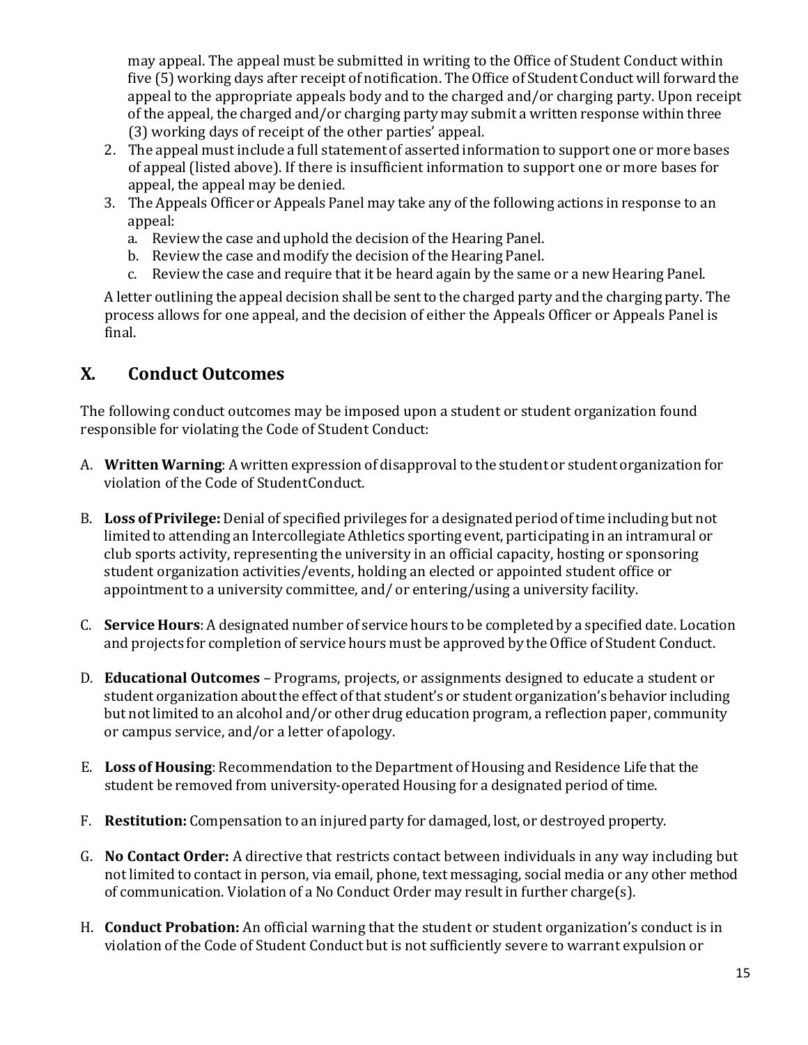may appeal. The appeal must be submitted in writing to the Office of Student Conduct within five (5) working days after receipt of notification. The Office of Student Conduct will forward the appeal to the appropriate appeals body and to the charged and/or charging party. Upon receipt of the appeal, the charged and/or charging party may submit a written response within three (3) working days of receipt of the other parties' appeal.

2. The appeal must include a full statement of asserted information to support one or more bases of appeal (listed above). If there is insufficient information to support one or more bases for appeal, the appeal may be denied.
3. The Appeals Officer or Appeals Panel may take any of the following actions in response to an appeal:
   a. Review the case and uphold the decision of the Hearing Panel.
   b. Review the case and modify the decision of the Hearing Panel.
   c. Review the case and require that it be heard again by the same or a new Hearing Panel.

A letter outlining the appeal decision shall be sent to the charged party and the charging party. The process allows for one appeal, and the decision of either the Appeals Officer or Appeals Panel is final.

## X. Conduct Outcomes

The following conduct outcomes may be imposed upon a student or student organization found responsible for violating the Code of Student Conduct:

A. **Written Warning**: A written expression of disapproval to the student or student organization for violation of the Code of StudentConduct.

B. **Loss of Privilege:** Denial of specified privileges for a designated period of time including but not limited to attending an Intercollegiate Athletics sporting event, participating in an intramural or club sports activity, representing the university in an official capacity, hosting or sponsoring student organization activities/events, holding an elected or appointed student office or appointment to a university committee, and/ or entering/using a university facility.

C. **Service Hours**: A designated number of service hours to be completed by a specified date. Location and projects for completion of service hours must be approved by the Office of Student Conduct.

D. **Educational Outcomes** – Programs, projects, or assignments designed to educate a student or student organization about the effect of that student's or student organization's behavior including but not limited to an alcohol and/or other drug education program, a reflection paper, community or campus service, and/or a letter of apology.

E. **Loss of Housing**: Recommendation to the Department of Housing and Residence Life that the student be removed from university-operated Housing for a designated period of time.

F. **Restitution:** Compensation to an injured party for damaged, lost, or destroyed property.

G. **No Contact Order:** A directive that restricts contact between individuals in any way including but not limited to contact in person, via email, phone, text messaging, social media or any other method of communication. Violation of a No Conduct Order may result in further charge(s).

H. **Conduct Probation:** An official warning that the student or student organization's conduct is in violation of the Code of Student Conduct but is not sufficiently severe to warrant expulsion or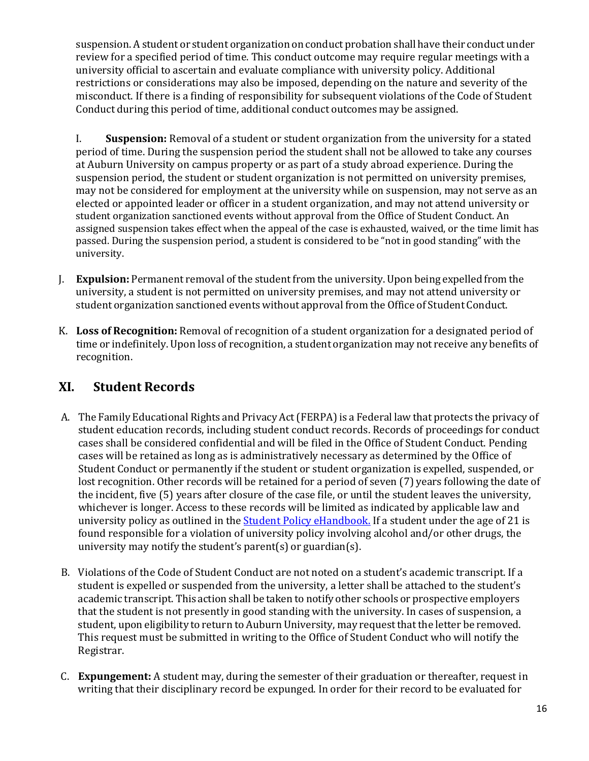suspension. A student or student organization on conduct probation shall have their conduct under review for a specified period of time. This conduct outcome may require regular meetings with a university official to ascertain and evaluate compliance with university policy. Additional restrictions or considerations may also be imposed, depending on the nature and severity of the misconduct. If there is a finding of responsibility for subsequent violations of the Code of Student Conduct during this period of time, additional conduct outcomes may be assigned.

I. **Suspension:** Removal of a student or student organization from the university for a stated period of time. During the suspension period the student shall not be allowed to take any courses at Auburn University on campus property or as part of a study abroad experience. During the suspension period, the student or student organization is not permitted on university premises, may not be considered for employment at the university while on suspension, may not serve as an elected or appointed leader or officer in a student organization, and may not attend university or student organization sanctioned events without approval from the Office of Student Conduct. An assigned suspension takes effect when the appeal of the case is exhausted, waived, or the time limit has passed. During the suspension period, a student is considered to be "not in good standing" with the university.

J. **Expulsion:** Permanent removal of the student from the university. Upon being expelled from the university, a student is not permitted on university premises, and may not attend university or student organization sanctioned events without approval from the Office of Student Conduct.

K. **Loss of Recognition:** Removal of recognition of a student organization for a designated period of time or indefinitely. Upon loss of recognition, a student organization may not receive any benefits of recognition.

## XI. Student Records

A. The Family Educational Rights and Privacy Act (FERPA) is a Federal law that protects the privacy of student education records, including student conduct records. Records of proceedings for conduct cases shall be considered confidential and will be filed in the Office of Student Conduct. Pending cases will be retained as long as is administratively necessary as determined by the Office of Student Conduct or permanently if the student or student organization is expelled, suspended, or lost recognition. Other records will be retained for a period of seven (7) years following the date of the incident, five (5) years after closure of the case file, or until the student leaves the university, whichever is longer. Access to these records will be limited as indicated by applicable law and university policy as outlined in the Student Policy eHandbook. If a student under the age of 21 is found responsible for a violation of university policy involving alcohol and/or other drugs, the university may notify the student's parent(s) or guardian(s).

B. Violations of the Code of Student Conduct are not noted on a student's academic transcript. If a student is expelled or suspended from the university, a letter shall be attached to the student's academic transcript. This action shall be taken to notify other schools or prospective employers that the student is not presently in good standing with the university. In cases of suspension, a student, upon eligibility to return to Auburn University, may request that the letter be removed. This request must be submitted in writing to the Office of Student Conduct who will notify the Registrar.

C. **Expungement:** A student may, during the semester of their graduation or thereafter, request in writing that their disciplinary record be expunged. In order for their record to be evaluated for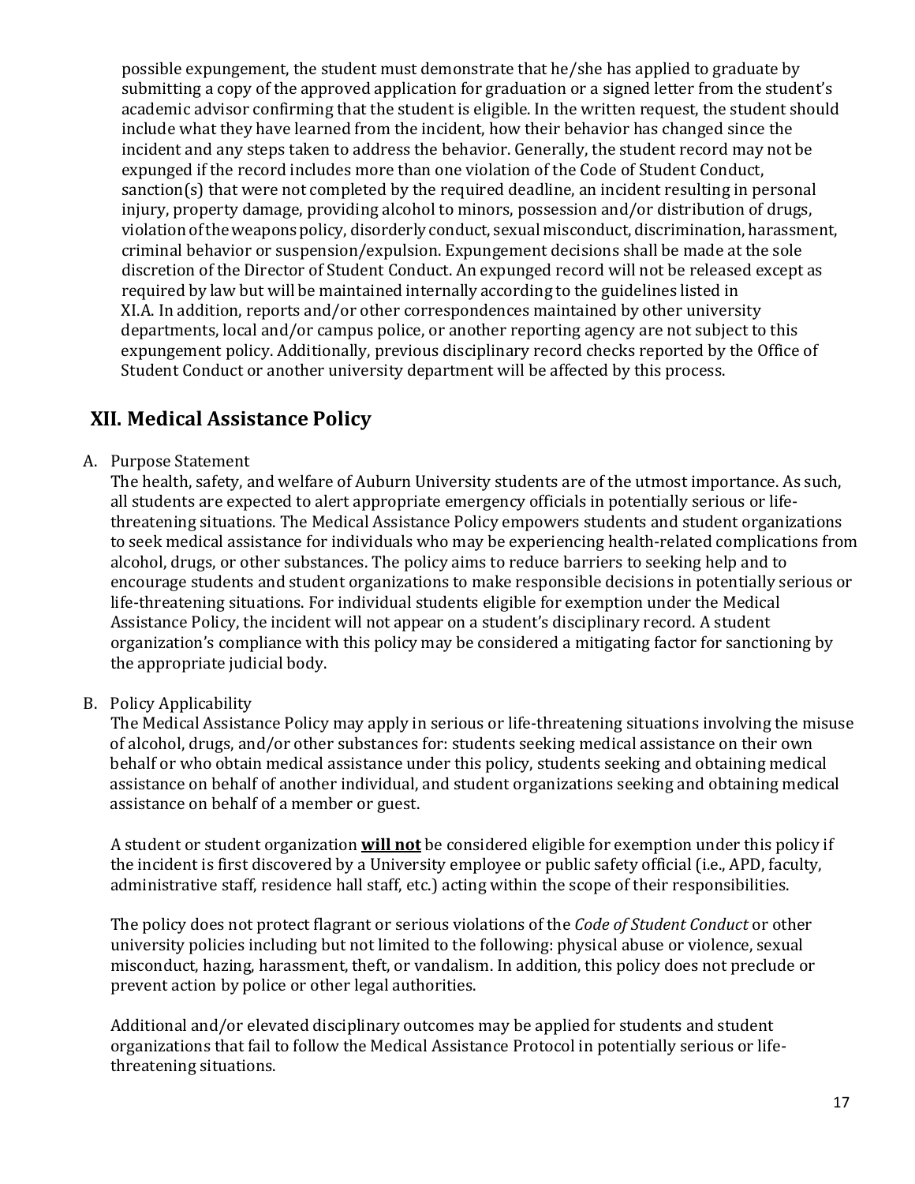possible expungement, the student must demonstrate that he/she has applied to graduate by submitting a copy of the approved application for graduation or a signed letter from the student's academic advisor confirming that the student is eligible. In the written request, the student should include what they have learned from the incident, how their behavior has changed since the incident and any steps taken to address the behavior. Generally, the student record may not be expunged if the record includes more than one violation of the Code of Student Conduct, sanction(s) that were not completed by the required deadline, an incident resulting in personal injury, property damage, providing alcohol to minors, possession and/or distribution of drugs, violation of the weapons policy, disorderly conduct, sexual misconduct, discrimination, harassment, criminal behavior or suspension/expulsion. Expungement decisions shall be made at the sole discretion of the Director of Student Conduct. An expunged record will not be released except as required by law but will be maintained internally according to the guidelines listed in XI.A. In addition, reports and/or other correspondences maintained by other university departments, local and/or campus police, or another reporting agency are not subject to this expungement policy. Additionally, previous disciplinary record checks reported by the Office of Student Conduct or another university department will be affected by this process.

## XII. Medical Assistance Policy

A. Purpose Statement

The health, safety, and welfare of Auburn University students are of the utmost importance. As such, all students are expected to alert appropriate emergency officials in potentially serious or life-threatening situations. The Medical Assistance Policy empowers students and student organizations to seek medical assistance for individuals who may be experiencing health-related complications from alcohol, drugs, or other substances. The policy aims to reduce barriers to seeking help and to encourage students and student organizations to make responsible decisions in potentially serious or life-threatening situations. For individual students eligible for exemption under the Medical Assistance Policy, the incident will not appear on a student's disciplinary record. A student organization's compliance with this policy may be considered a mitigating factor for sanctioning by the appropriate judicial body.

B. Policy Applicability

The Medical Assistance Policy may apply in serious or life-threatening situations involving the misuse of alcohol, drugs, and/or other substances for: students seeking medical assistance on their own behalf or who obtain medical assistance under this policy, students seeking and obtaining medical assistance on behalf of another individual, and student organizations seeking and obtaining medical assistance on behalf of a member or guest.

A student or student organization **<u>will not</u>** be considered eligible for exemption under this policy if the incident is first discovered by a University employee or public safety official (i.e., APD, faculty, administrative staff, residence hall staff, etc.) acting within the scope of their responsibilities.

The policy does not protect flagrant or serious violations of the *Code of Student Conduct* or other university policies including but not limited to the following: physical abuse or violence, sexual misconduct, hazing, harassment, theft, or vandalism. In addition, this policy does not preclude or prevent action by police or other legal authorities.

Additional and/or elevated disciplinary outcomes may be applied for students and student organizations that fail to follow the Medical Assistance Protocol in potentially serious or life-threatening situations.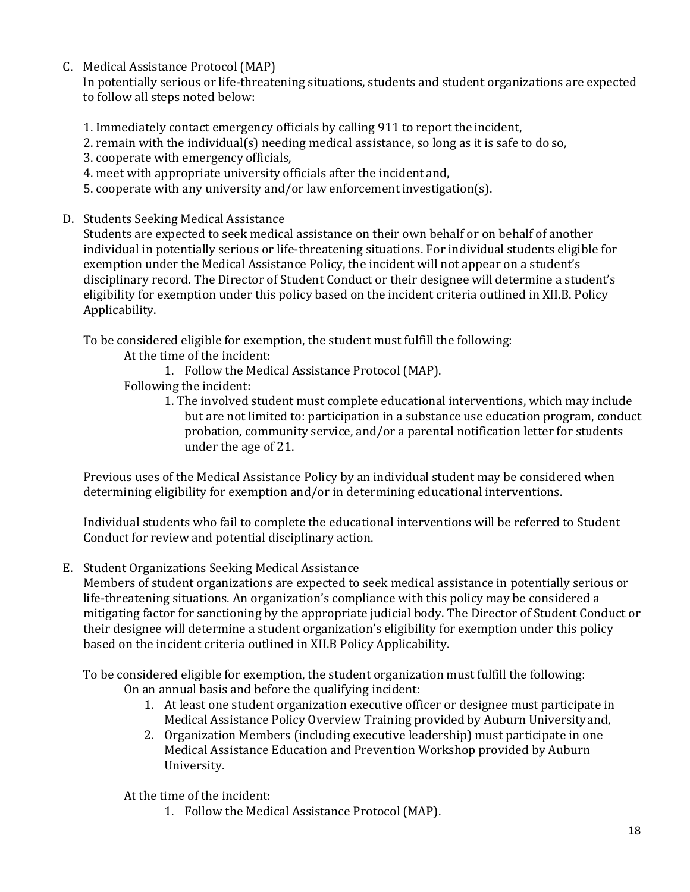C. Medical Assistance Protocol (MAP)

In potentially serious or life-threatening situations, students and student organizations are expected to follow all steps noted below:

1. Immediately contact emergency officials by calling 911 to report the incident,
2. remain with the individual(s) needing medical assistance, so long as it is safe to do so,
3. cooperate with emergency officials,
4. meet with appropriate university officials after the incident and,
5. cooperate with any university and/or law enforcement investigation(s).

D. Students Seeking Medical Assistance

Students are expected to seek medical assistance on their own behalf or on behalf of another individual in potentially serious or life-threatening situations. For individual students eligible for exemption under the Medical Assistance Policy, the incident will not appear on a student's disciplinary record. The Director of Student Conduct or their designee will determine a student's eligibility for exemption under this policy based on the incident criteria outlined in XII.B. Policy Applicability.

To be considered eligible for exemption, the student must fulfill the following:

At the time of the incident:

1. Follow the Medical Assistance Protocol (MAP).

Following the incident:

1. The involved student must complete educational interventions, which may include but are not limited to: participation in a substance use education program, conduct probation, community service, and/or a parental notification letter for students under the age of 21.

Previous uses of the Medical Assistance Policy by an individual student may be considered when determining eligibility for exemption and/or in determining educational interventions.

Individual students who fail to complete the educational interventions will be referred to Student Conduct for review and potential disciplinary action.

E. Student Organizations Seeking Medical Assistance

Members of student organizations are expected to seek medical assistance in potentially serious or life-threatening situations. An organization's compliance with this policy may be considered a mitigating factor for sanctioning by the appropriate judicial body. The Director of Student Conduct or their designee will determine a student organization's eligibility for exemption under this policy based on the incident criteria outlined in XII.B Policy Applicability.

To be considered eligible for exemption, the student organization must fulfill the following:

On an annual basis and before the qualifying incident:

1. At least one student organization executive officer or designee must participate in Medical Assistance Policy Overview Training provided by Auburn University and,
2. Organization Members (including executive leadership) must participate in one Medical Assistance Education and Prevention Workshop provided by Auburn University.

At the time of the incident:

1. Follow the Medical Assistance Protocol (MAP).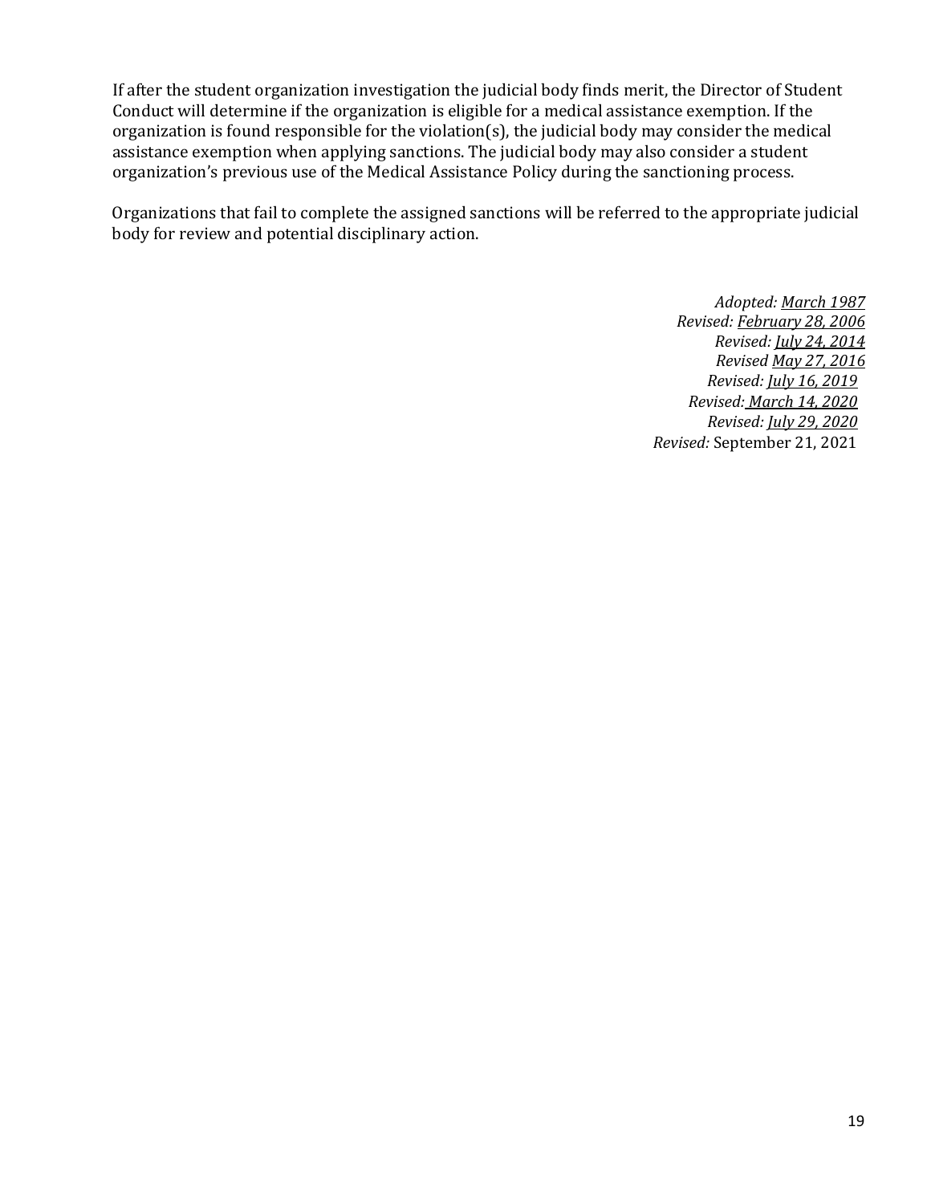If after the student organization investigation the judicial body finds merit, the Director of Student Conduct will determine if the organization is eligible for a medical assistance exemption. If the organization is found responsible for the violation(s), the judicial body may consider the medical assistance exemption when applying sanctions. The judicial body may also consider a student organization's previous use of the Medical Assistance Policy during the sanctioning process.

Organizations that fail to complete the assigned sanctions will be referred to the appropriate judicial body for review and potential disciplinary action.

*Adopted:* March 1987
*Revised:* February 28, 2006
*Revised:* July 24, 2014
*Revised* May 27, 2016
*Revised:* July 16, 2019
*Revised:* March 14, 2020
*Revised:* July 29, 2020
*Revised:* September 21, 2021